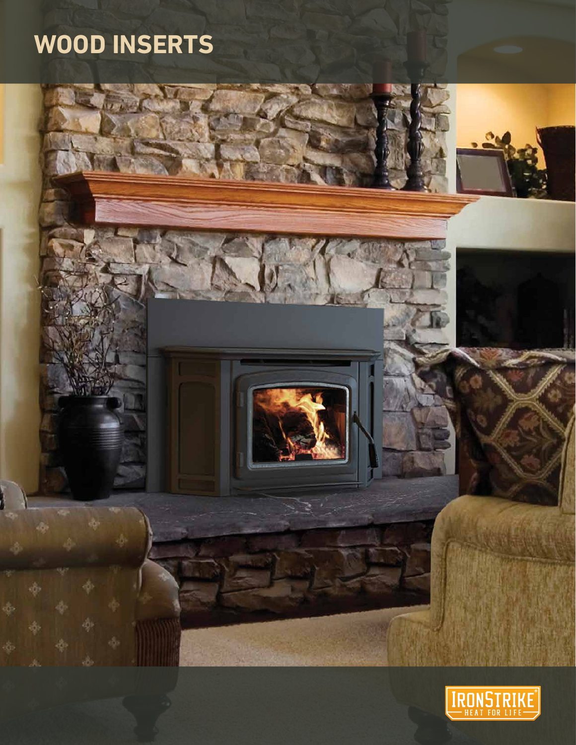# WOOD INSERTS

IRONSTRIKE®
HEAT FOR LIFE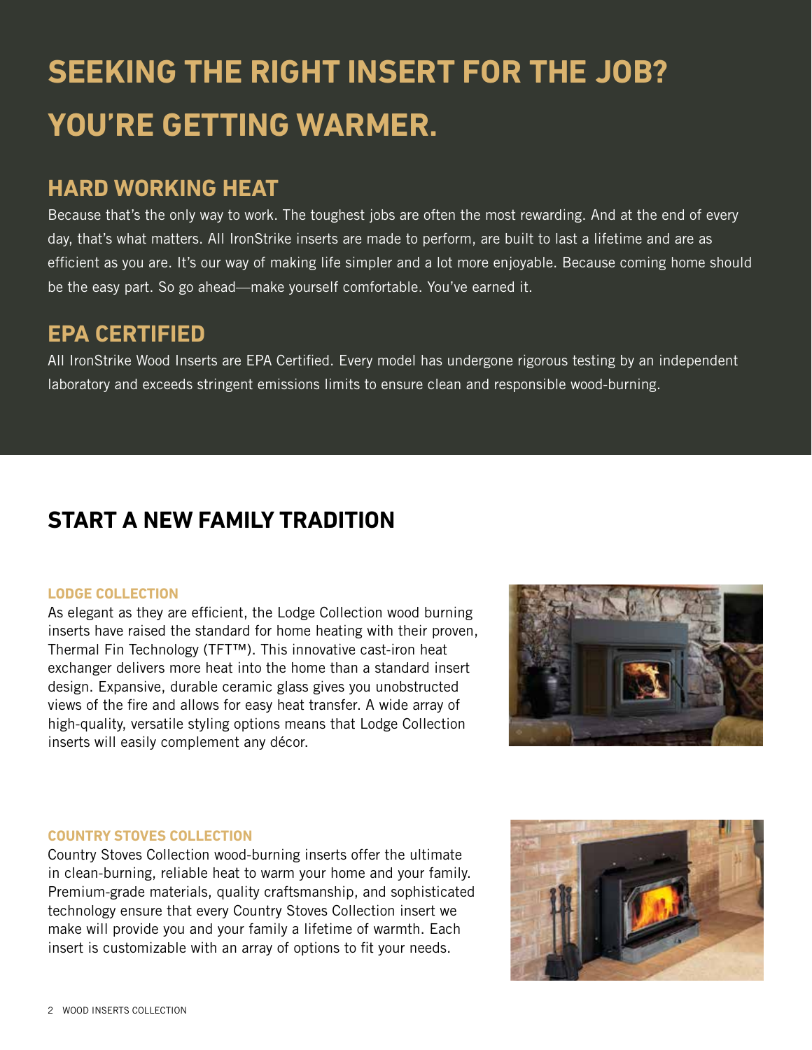# SEEKING THE RIGHT INSERT FOR THE JOB? YOU'RE GETTING WARMER.

## HARD WORKING HEAT

Because that's the only way to work. The toughest jobs are often the most rewarding. And at the end of every day, that's what matters. All IronStrike inserts are made to perform, are built to last a lifetime and are as efficient as you are. It's our way of making life simpler and a lot more enjoyable. Because coming home should be the easy part. So go ahead—make yourself comfortable. You've earned it.

## EPA CERTIFIED

All IronStrike Wood Inserts are EPA Certified. Every model has undergone rigorous testing by an independent laboratory and exceeds stringent emissions limits to ensure clean and responsible wood-burning.

## START A NEW FAMILY TRADITION

### LODGE COLLECTION

As elegant as they are efficient, the Lodge Collection wood burning inserts have raised the standard for home heating with their proven, Thermal Fin Technology (TFT™). This innovative cast-iron heat exchanger delivers more heat into the home than a standard insert design. Expansive, durable ceramic glass gives you unobstructed views of the fire and allows for easy heat transfer. A wide array of high-quality, versatile styling options means that Lodge Collection inserts will easily complement any décor.

### COUNTRY STOVES COLLECTION

Country Stoves Collection wood-burning inserts offer the ultimate in clean-burning, reliable heat to warm your home and your family. Premium-grade materials, quality craftsmanship, and sophisticated technology ensure that every Country Stoves Collection insert we make will provide you and your family a lifetime of warmth. Each insert is customizable with an array of options to fit your needs.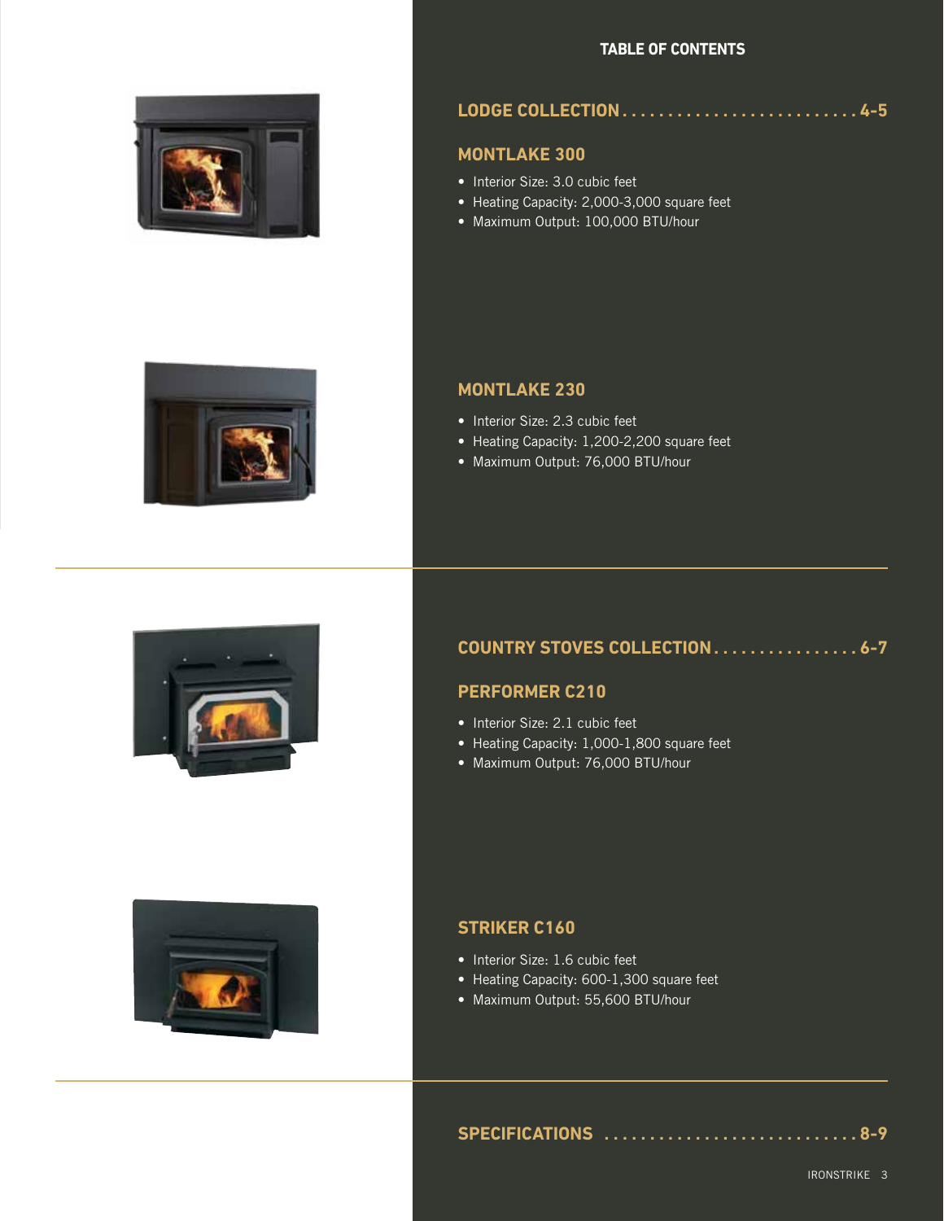# TABLE OF CONTENTS

## LODGE COLLECTION . . . . . . . . . . . . . . . . . . . . . . . . . . 4-5

### MONTLAKE 300

- Interior Size: 3.0 cubic feet
- Heating Capacity: 2,000-3,000 square feet
- Maximum Output: 100,000 BTU/hour

### MONTLAKE 230

- Interior Size: 2.3 cubic feet
- Heating Capacity: 1,200-2,200 square feet
- Maximum Output: 76,000 BTU/hour

## COUNTRY STOVES COLLECTION . . . . . . . . . . . . . . . . 6-7

### PERFORMER C210

- Interior Size: 2.1 cubic feet
- Heating Capacity: 1,000-1,800 square feet
- Maximum Output: 76,000 BTU/hour

### STRIKER C160

- Interior Size: 1.6 cubic feet
- Heating Capacity: 600-1,300 square feet
- Maximum Output: 55,600 BTU/hour

## SPECIFICATIONS . . . . . . . . . . . . . . . . . . . . . . . . . . . 8-9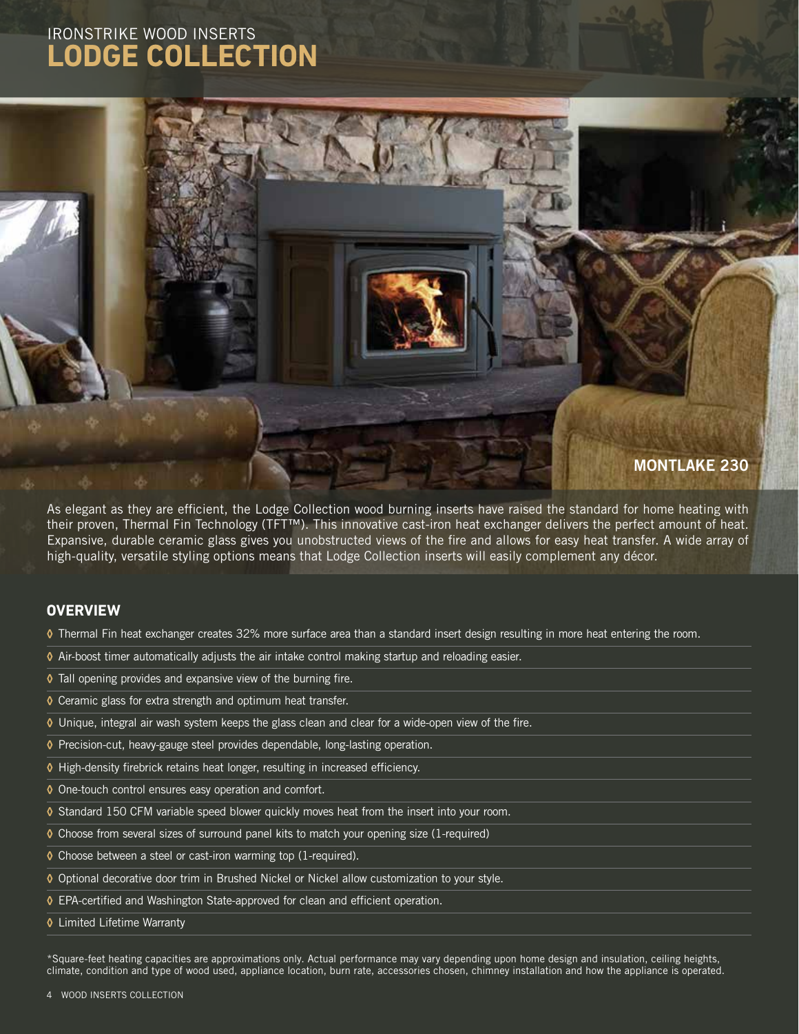IRONSTRIKE WOOD INSERTS

# LODGE COLLECTION

**MONTLAKE 230**

As elegant as they are efficient, the Lodge Collection wood burning inserts have raised the standard for home heating with their proven, Thermal Fin Technology (TFT™). This innovative cast-iron heat exchanger delivers the perfect amount of heat. Expansive, durable ceramic glass gives you unobstructed views of the fire and allows for easy heat transfer. A wide array of high-quality, versatile styling options means that Lodge Collection inserts will easily complement any décor.

## OVERVIEW

- Thermal Fin heat exchanger creates 32% more surface area than a standard insert design resulting in more heat entering the room.
- Air-boost timer automatically adjusts the air intake control making startup and reloading easier.
- Tall opening provides and expansive view of the burning fire.
- Ceramic glass for extra strength and optimum heat transfer.
- Unique, integral air wash system keeps the glass clean and clear for a wide-open view of the fire.
- Precision-cut, heavy-gauge steel provides dependable, long-lasting operation.
- High-density firebrick retains heat longer, resulting in increased efficiency.
- One-touch control ensures easy operation and comfort.
- Standard 150 CFM variable speed blower quickly moves heat from the insert into your room.
- Choose from several sizes of surround panel kits to match your opening size (1-required)
- Choose between a steel or cast-iron warming top (1-required).
- Optional decorative door trim in Brushed Nickel or Nickel allow customization to your style.
- EPA-certified and Washington State-approved for clean and efficient operation.
- Limited Lifetime Warranty

*Square-feet heating capacities are approximations only. Actual performance may vary depending upon home design and insulation, ceiling heights, climate, condition and type of wood used, appliance location, burn rate, accessories chosen, chimney installation and how the appliance is operated.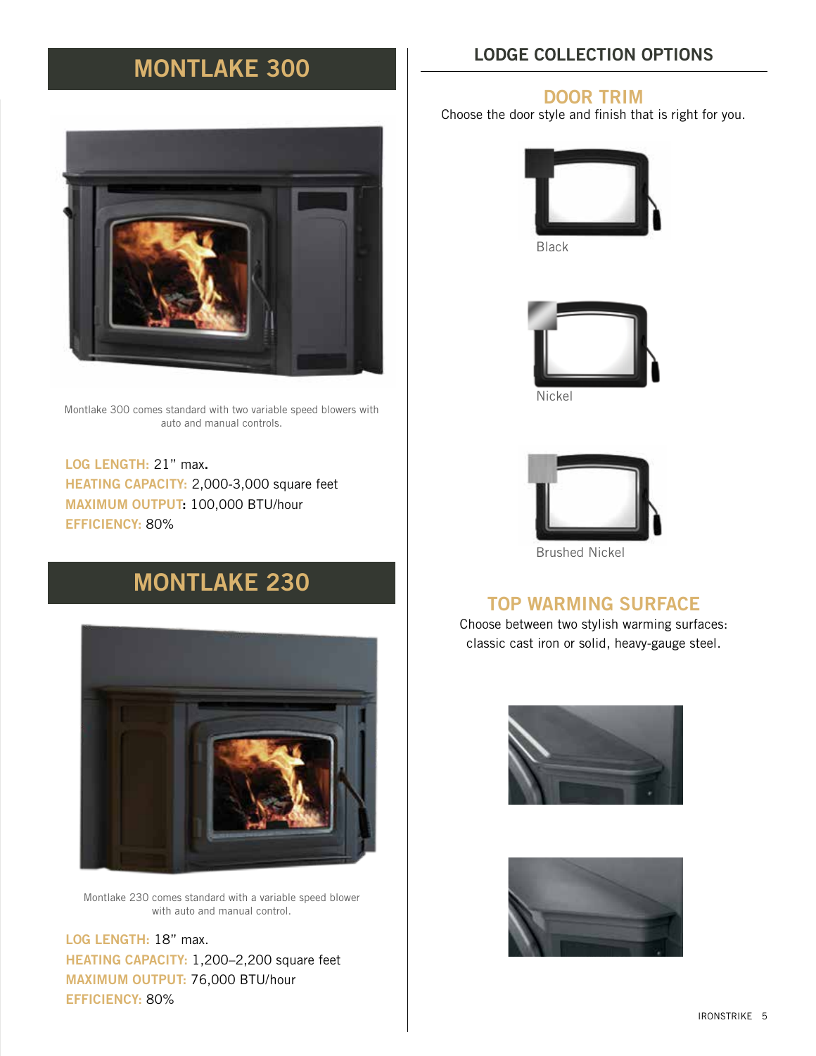## MONTLAKE 300

Montlake 300 comes standard with two variable speed blowers with auto and manual controls.

**LOG LENGTH:** 21" max.
**HEATING CAPACITY:** 2,000-3,000 square feet
**MAXIMUM OUTPUT:** 100,000 BTU/hour
**EFFICIENCY:** 80%

## MONTLAKE 230

Montlake 230 comes standard with a variable speed blower with auto and manual control.

**LOG LENGTH:** 18" max.
**HEATING CAPACITY:** 1,200–2,200 square feet
**MAXIMUM OUTPUT:** 76,000 BTU/hour
**EFFICIENCY:** 80%

## LODGE COLLECTION OPTIONS

### DOOR TRIM

Choose the door style and finish that is right for you.

Black

Nickel

Brushed Nickel

### TOP WARMING SURFACE

Choose between two stylish warming surfaces: classic cast iron or solid, heavy-gauge steel.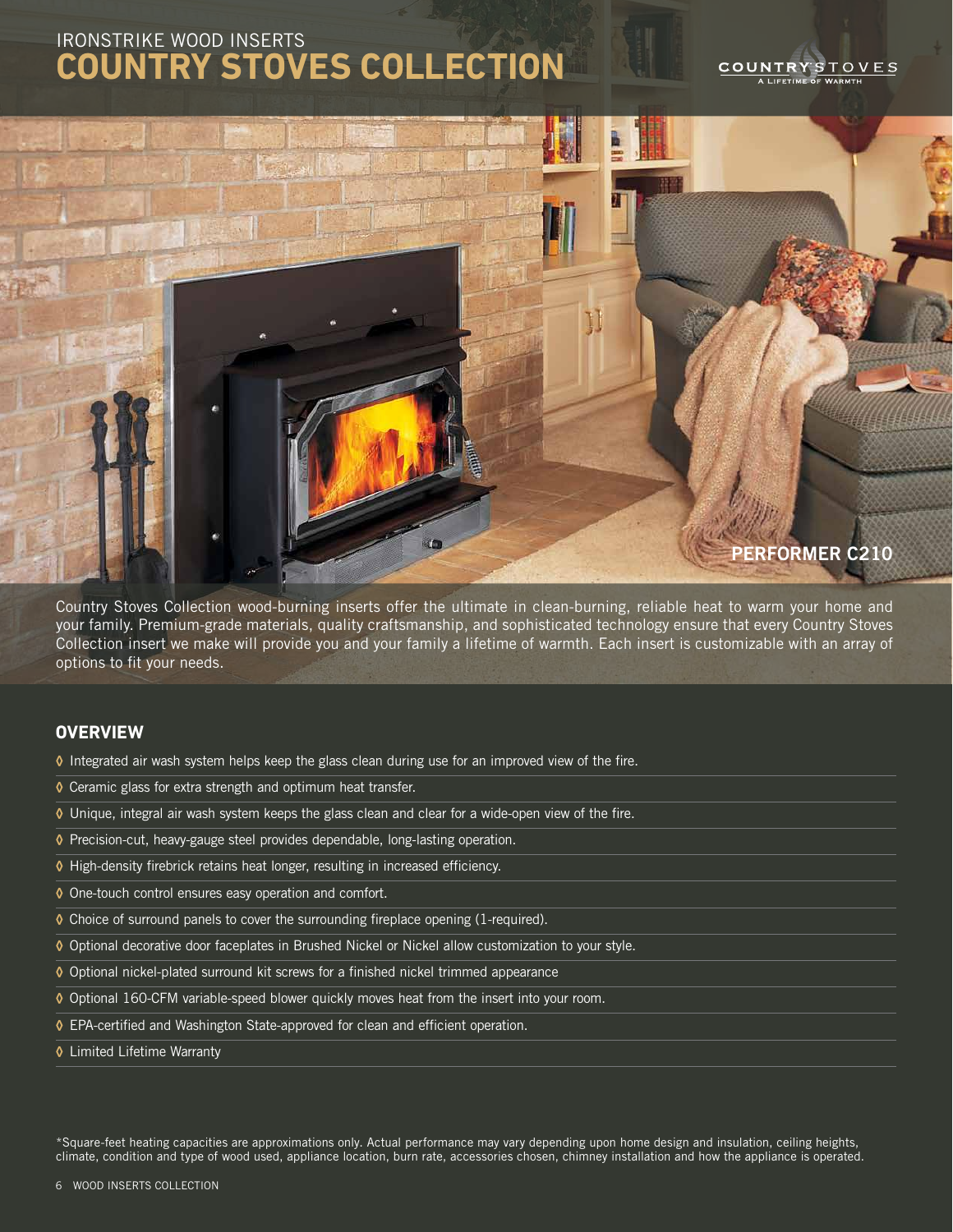IRONSTRIKE WOOD INSERTS

# COUNTRY STOVES COLLECTION

COUNTRY STOVES
A LIFETIME OF WARMTH

**PERFORMER C210**

Country Stoves Collection wood-burning inserts offer the ultimate in clean-burning, reliable heat to warm your home and your family. Premium-grade materials, quality craftsmanship, and sophisticated technology ensure that every Country Stoves Collection insert we make will provide you and your family a lifetime of warmth. Each insert is customizable with an array of options to fit your needs.

## OVERVIEW

- Integrated air wash system helps keep the glass clean during use for an improved view of the fire.
- Ceramic glass for extra strength and optimum heat transfer.
- Unique, integral air wash system keeps the glass clean and clear for a wide-open view of the fire.
- Precision-cut, heavy-gauge steel provides dependable, long-lasting operation.
- High-density firebrick retains heat longer, resulting in increased efficiency.
- One-touch control ensures easy operation and comfort.
- Choice of surround panels to cover the surrounding fireplace opening (1-required).
- Optional decorative door faceplates in Brushed Nickel or Nickel allow customization to your style.
- Optional nickel-plated surround kit screws for a finished nickel trimmed appearance
- Optional 160-CFM variable-speed blower quickly moves heat from the insert into your room.
- EPA-certified and Washington State-approved for clean and efficient operation.
- Limited Lifetime Warranty

*Square-feet heating capacities are approximations only. Actual performance may vary depending upon home design and insulation, ceiling heights, climate, condition and type of wood used, appliance location, burn rate, accessories chosen, chimney installation and how the appliance is operated.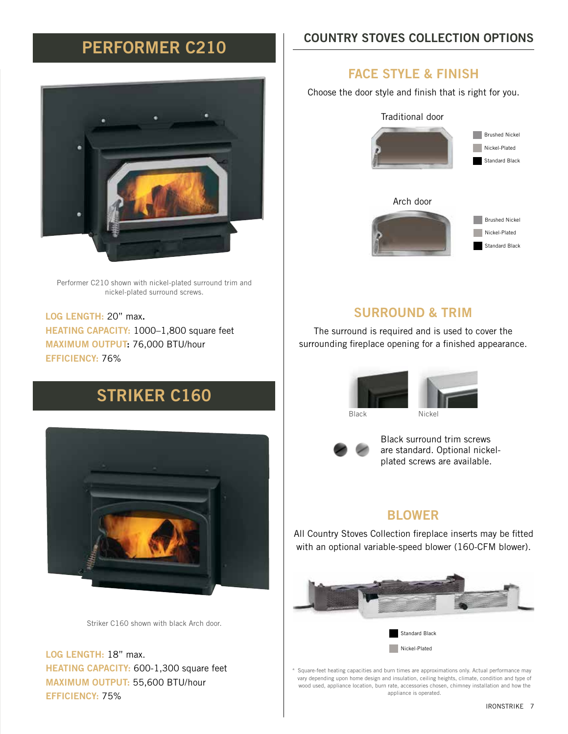## PERFORMER C210

Performer C210 shown with nickel-plated surround trim and nickel-plated surround screws.

**LOG LENGTH:** 20" max.
**HEATING CAPACITY:** 1000–1,800 square feet
**MAXIMUM OUTPUT:** 76,000 BTU/hour
**EFFICIENCY:** 76%

## STRIKER C160

Striker C160 shown with black Arch door.

**LOG LENGTH:** 18" max.
**HEATING CAPACITY:** 600-1,300 square feet
**MAXIMUM OUTPUT:** 55,600 BTU/hour
**EFFICIENCY:** 75%

## COUNTRY STOVES COLLECTION OPTIONS

### FACE STYLE & FINISH

Choose the door style and finish that is right for you.

Traditional door

- Brushed Nickel
- Nickel-Plated
- Standard Black

Arch door

- Brushed Nickel
- Nickel-Plated
- Standard Black

### SURROUND & TRIM

The surround is required and is used to cover the surrounding fireplace opening for a finished appearance.

Black    Nickel

Black surround trim screws are standard. Optional nickel-plated screws are available.

### BLOWER

All Country Stoves Collection fireplace inserts may be fitted with an optional variable-speed blower (160-CFM blower).

- Standard Black
- Nickel-Plated

* Square-feet heating capacities and burn times are approximations only. Actual performance may vary depending upon home design and insulation, ceiling heights, climate, condition and type of wood used, appliance location, burn rate, accessories chosen, chimney installation and how the appliance is operated.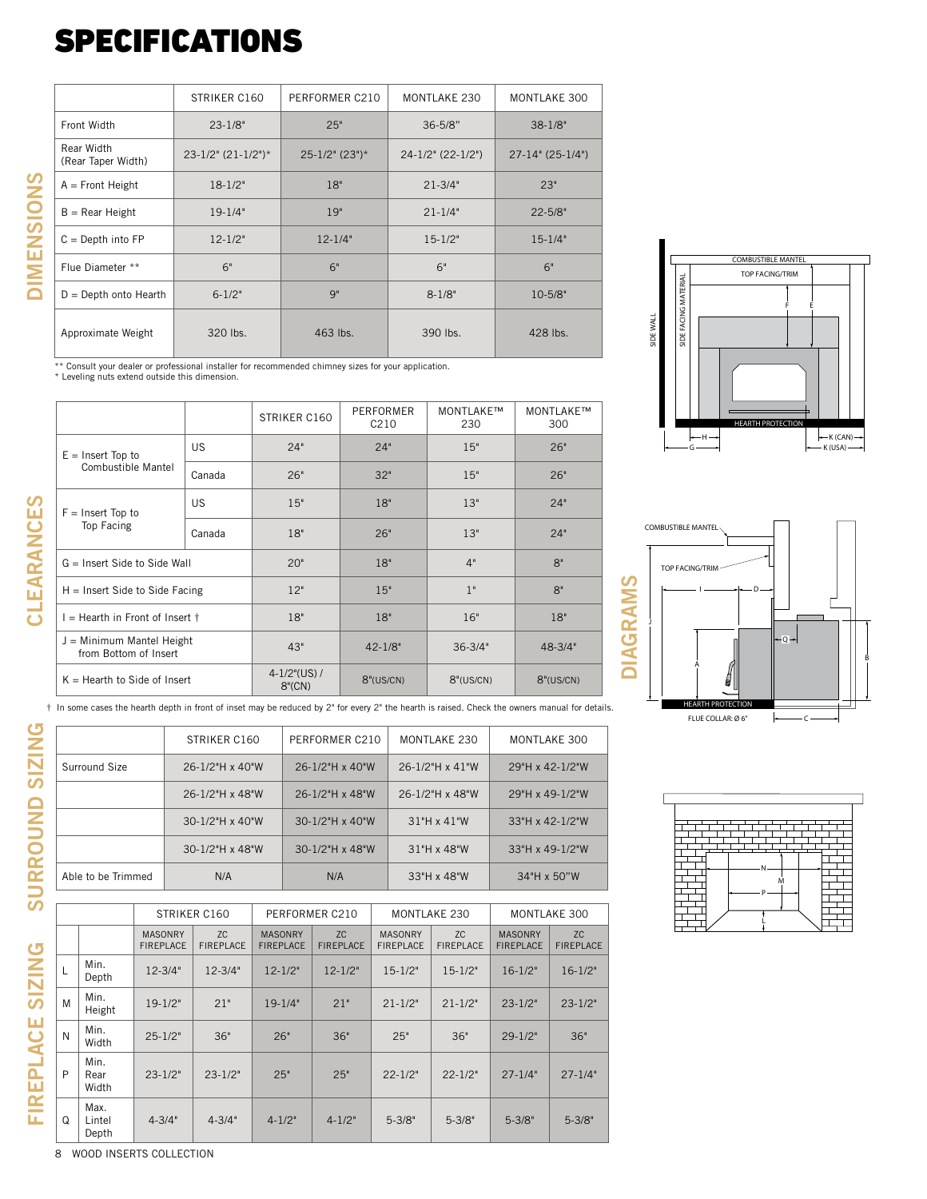# SPECIFICATIONS

## DIMENSIONS

| | STRIKER C160 | PERFORMER C210 | MONTLAKE 230 | MONTLAKE 300 |
|---|---|---|---|---|
| Front Width | 23-1/8" | 25" | 36-5/8" | 38-1/8" |
| Rear Width (Rear Taper Width) | 23-1/2" (21-1/2")* | 25-1/2" (23")* | 24-1/2" (22-1/2") | 27-14" (25-1/4") |
| A = Front Height | 18-1/2" | 18" | 21-3/4" | 23" |
| B = Rear Height | 19-1/4" | 19" | 21-1/4" | 22-5/8" |
| C = Depth into FP | 12-1/2" | 12-1/4" | 15-1/2" | 15-1/4" |
| Flue Diameter ** | 6" | 6" | 6" | 6" |
| D = Depth onto Hearth | 6-1/2" | 9" | 8-1/8" | 10-5/8" |
| Approximate Weight | 320 lbs. | 463 lbs. | 390 lbs. | 428 lbs. |

** Consult your dealer or professional installer for recommended chimney sizes for your application.
* Leveling nuts extend outside this dimension.

## CLEARANCES

| | | STRIKER C160 | PERFORMER C210 | MONTLAKE™ 230 | MONTLAKE™ 300 |
|---|---|---|---|---|---|
| E = Insert Top to Combustible Mantel | US | 24" | 24" | 15" | 26" |
| | Canada | 26" | 32" | 15" | 26" |
| F = Insert Top to Top Facing | US | 15" | 18" | 13" | 24" |
| | Canada | 18" | 26" | 13" | 24" |
| G = Insert Side to Side Wall | | 20" | 18" | 4" | 8" |
| H = Insert Side to Side Facing | | 12" | 15" | 1" | 8" |
| I = Hearth in Front of Insert † | | 18" | 18" | 16" | 18" |
| J = Minimum Mantel Height from Bottom of Insert | | 43" | 42-1/8" | 36-3/4" | 48-3/4" |
| K = Hearth to Side of Insert | | 4-1/2"(US) / 8"(CN) | 8"(US/CN) | 8"(US/CN) | 8"(US/CN) |

† In some cases the hearth depth in front of inset may be reduced by 2" for every 2" the hearth is raised. Check the owners manual for details.

## SURROUND SIZING

| | STRIKER C160 | PERFORMER C210 | MONTLAKE 230 | MONTLAKE 300 |
|---|---|---|---|---|
| Surround Size | 26-1/2"H x 40"W | 26-1/2"H x 40"W | 26-1/2"H x 41"W | 29"H x 42-1/2"W |
| | 26-1/2"H x 48"W | 26-1/2"H x 48"W | 26-1/2"H x 48"W | 29"H x 49-1/2"W |
| | 30-1/2"H x 40"W | 30-1/2"H x 40"W | 31"H x 41"W | 33"H x 42-1/2"W |
| | 30-1/2"H x 48"W | 30-1/2"H x 48"W | 31"H x 48"W | 33"H x 49-1/2"W |
| Able to be Trimmed | N/A | N/A | 33"H x 48"W | 34"H x 50"W |

## FIREPLACE SIZING

| | | STRIKER C160 | | PERFORMER C210 | | MONTLAKE 230 | | MONTLAKE 300 | |
|---|---|---|---|---|---|---|---|---|---|
| | | MASONRY FIREPLACE | ZC FIREPLACE | MASONRY FIREPLACE | ZC FIREPLACE | MASONRY FIREPLACE | ZC FIREPLACE | MASONRY FIREPLACE | ZC FIREPLACE |
| L | Min. Depth | 12-3/4" | 12-3/4" | 12-1/2" | 12-1/2" | 15-1/2" | 15-1/2" | 16-1/2" | 16-1/2" |
| M | Min. Height | 19-1/2" | 21" | 19-1/4" | 21" | 21-1/2" | 21-1/2" | 23-1/2" | 23-1/2" |
| N | Min. Width | 25-1/2" | 36" | 26" | 36" | 25" | 36" | 29-1/2" | 36" |
| P | Min. Rear Width | 23-1/2" | 23-1/2" | 25" | 25" | 22-1/2" | 22-1/2" | 27-1/4" | 27-1/4" |
| Q | Max. Lintel Depth | 4-3/4" | 4-3/4" | 4-1/2" | 4-1/2" | 5-3/8" | 5-3/8" | 5-3/8" | 5-3/8" |

## DIAGRAMS

SIDE WALL · SIDE FACING MATERIAL · COMBUSTIBLE MANTEL · TOP FACING/TRIM · HEARTH PROTECTION · FLUE COLLAR: Ø 6" · K (CAN) · K (USA)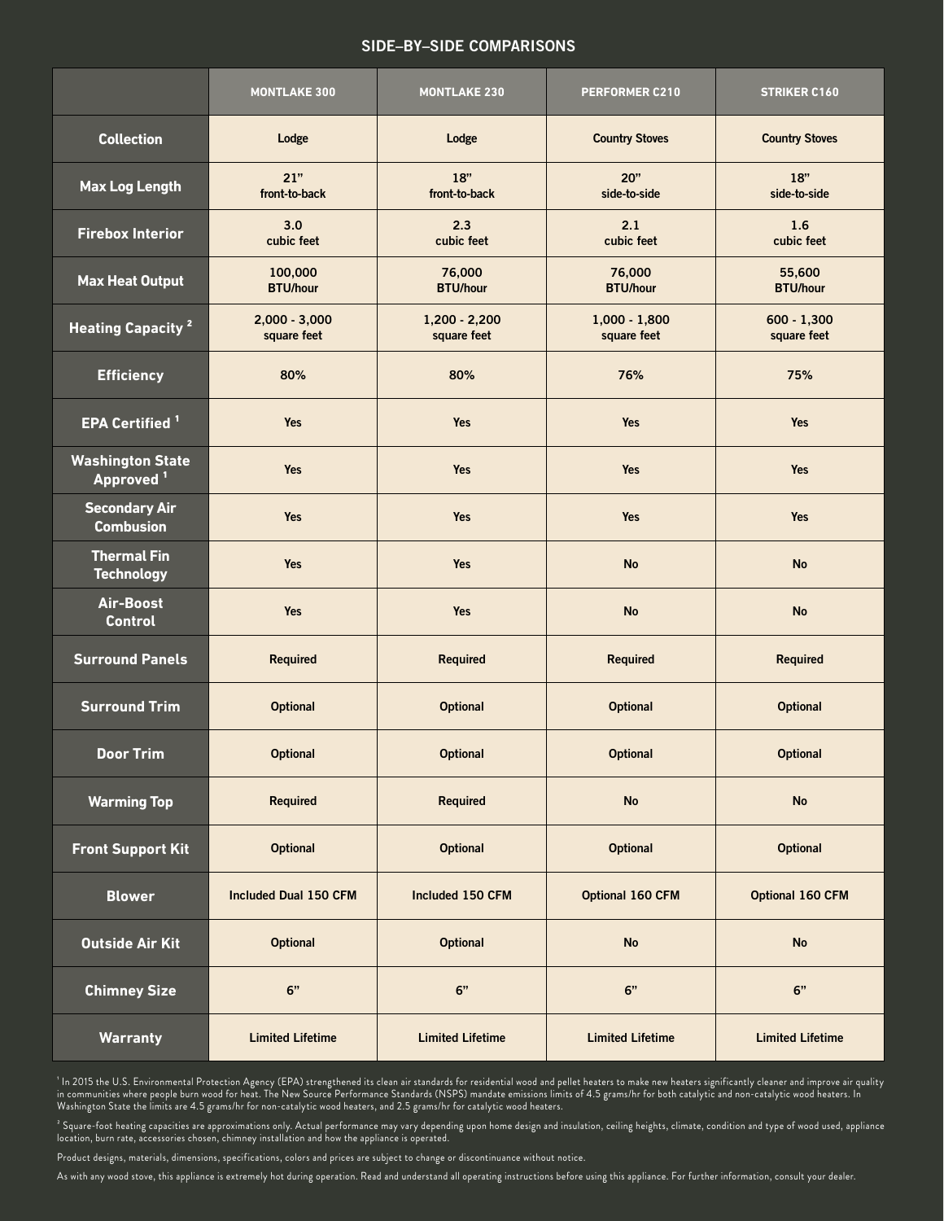## SIDE–BY–SIDE COMPARISONS

| | MONTLAKE 300 | MONTLAKE 230 | PERFORMER C210 | STRIKER C160 |
|---|---|---|---|---|
| **Collection** | Lodge | Lodge | Country Stoves | Country Stoves |
| **Max Log Length** | 21” front-to-back | 18” front-to-back | 20” side-to-side | 18” side-to-side |
| **Firebox Interior** | 3.0 cubic feet | 2.3 cubic feet | 2.1 cubic feet | 1.6 cubic feet |
| **Max Heat Output** | 100,000 BTU/hour | 76,000 BTU/hour | 76,000 BTU/hour | 55,600 BTU/hour |
| **Heating Capacity [2]** | 2,000 - 3,000 square feet | 1,200 - 2,200 square feet | 1,000 - 1,800 square feet | 600 - 1,300 square feet |
| **Efficiency** | 80% | 80% | 76% | 75% |
| **EPA Certified [1]** | Yes | Yes | Yes | Yes |
| **Washington State Approved [1]** | Yes | Yes | Yes | Yes |
| **Secondary Air Combustion** | Yes | Yes | Yes | Yes |
| **Thermal Fin Technology** | Yes | Yes | No | No |
| **Air-Boost Control** | Yes | Yes | No | No |
| **Surround Panels** | Required | Required | Required | Required |
| **Surround Trim** | Optional | Optional | Optional | Optional |
| **Door Trim** | Optional | Optional | Optional | Optional |
| **Warming Top** | Required | Required | No | No |
| **Front Support Kit** | Optional | Optional | Optional | Optional |
| **Blower** | Included Dual 150 CFM | Included 150 CFM | Optional 160 CFM | Optional 160 CFM |
| **Outside Air Kit** | Optional | Optional | No | No |
| **Chimney Size** | 6” | 6” | 6” | 6” |
| **Warranty** | Limited Lifetime | Limited Lifetime | Limited Lifetime | Limited Lifetime |

[1] In 2015 the U.S. Environmental Protection Agency (EPA) strengthened its clean air standards for residential wood and pellet heaters to make new heaters significantly cleaner and improve air quality in communities where people burn wood for heat. The New Source Performance Standards (NSPS) mandate emissions limits of 4.5 grams/hr for both catalytic and non-catalytic wood heaters. In Washington State the limits are 4.5 grams/hr for non-catalytic wood heaters, and 2.5 grams/hr for catalytic wood heaters.

[2] Square-foot heating capacities are approximations only. Actual performance may vary depending upon home design and insulation, ceiling heights, climate, condition and type of wood used, appliance location, burn rate, accessories chosen, chimney installation and how the appliance is operated.

Product designs, materials, dimensions, specifications, colors and prices are subject to change or discontinuance without notice.

As with any wood stove, this appliance is extremely hot during operation. Read and understand all operating instructions before using this appliance. For further information, consult your dealer.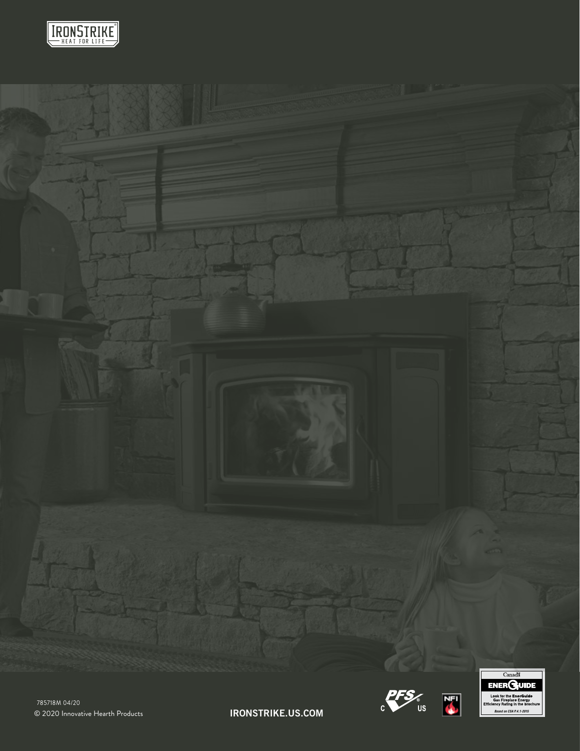IRONSTRIKE
HEAT FOR LIFE

785718M 04/20

© 2020 Innovative Hearth Products

**IRONSTRIKE.US.COM**

PFS C US

NFI

Canada

ENERGUIDE

Look for the EnerGuide Gas Fireplace Energy Efficiency Rating in the brochure

Based on CSA P.4.1-2015